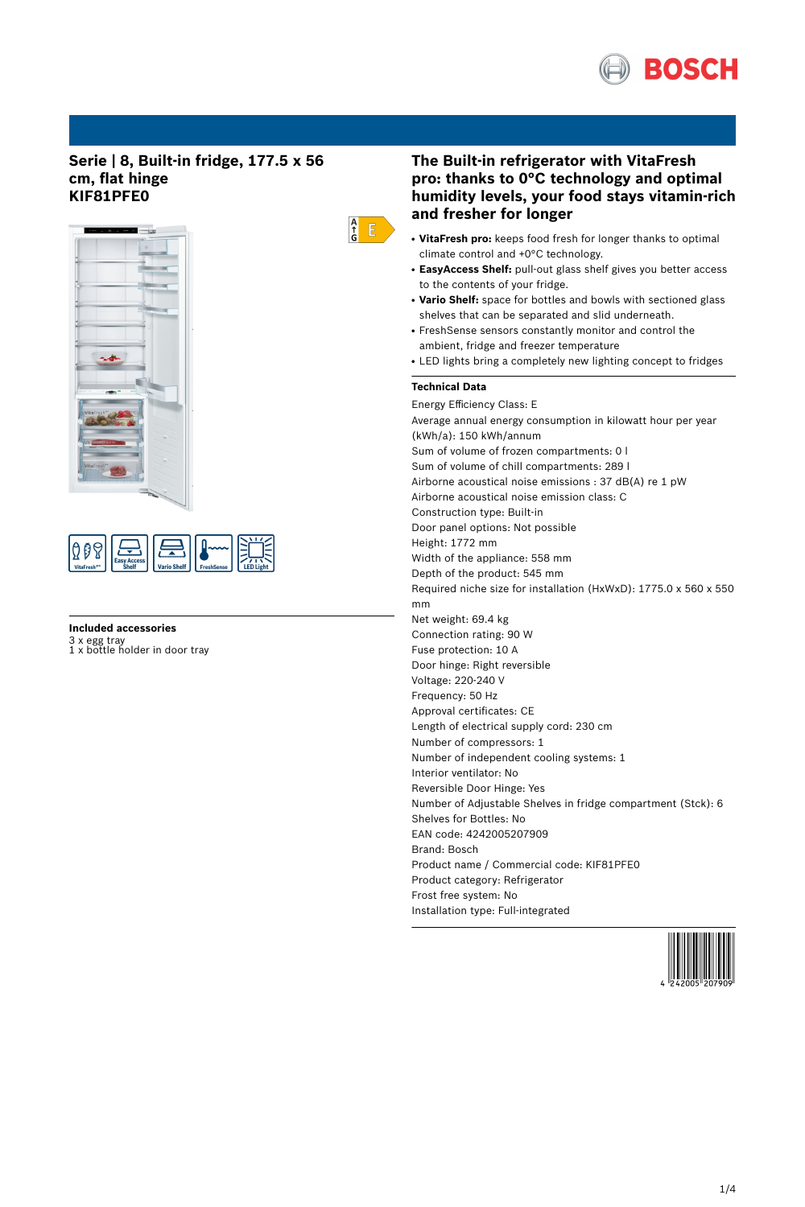## Serie | 8, Built-in fridge, 177.5 x 56 cm, flat hinge
## KIF81PFE0

### Included accessories

3 x egg tray
1 x bottle holder in door tray

## The Built-in refrigerator with VitaFresh pro: thanks to 0°C technology and optimal humidity levels, your food stays vitamin-rich and fresher for longer

- **VitaFresh pro:** keeps food fresh for longer thanks to optimal climate control and +0°C technology.
- **EasyAccess Shelf:** pull-out glass shelf gives you better access to the contents of your fridge.
- **Vario Shelf:** space for bottles and bowls with sectioned glass shelves that can be separated and slid underneath.
- FreshSense sensors constantly monitor and control the ambient, fridge and freezer temperature
- LED lights bring a completely new lighting concept to fridges

### Technical Data

Energy Efficiency Class: E
Average annual energy consumption in kilowatt hour per year (kWh/a): 150 kWh/annum
Sum of volume of frozen compartments: 0 l
Sum of volume of chill compartments: 289 l
Airborne acoustical noise emissions : 37 dB(A) re 1 pW
Airborne acoustical noise emission class: C
Construction type: Built-in
Door panel options: Not possible
Height: 1772 mm
Width of the appliance: 558 mm
Depth of the product: 545 mm
Required niche size for installation (HxWxD): 1775.0 x 560 x 550 mm
Net weight: 69.4 kg
Connection rating: 90 W
Fuse protection: 10 A
Door hinge: Right reversible
Voltage: 220-240 V
Frequency: 50 Hz
Approval certificates: CE
Length of electrical supply cord: 230 cm
Number of compressors: 1
Number of independent cooling systems: 1
Interior ventilator: No
Reversible Door Hinge: Yes
Number of Adjustable Shelves in fridge compartment (Stck): 6
Shelves for Bottles: No
EAN code: 4242005207909
Brand: Bosch
Product name / Commercial code: KIF81PFE0
Product category: Refrigerator
Frost free system: No
Installation type: Full-integrated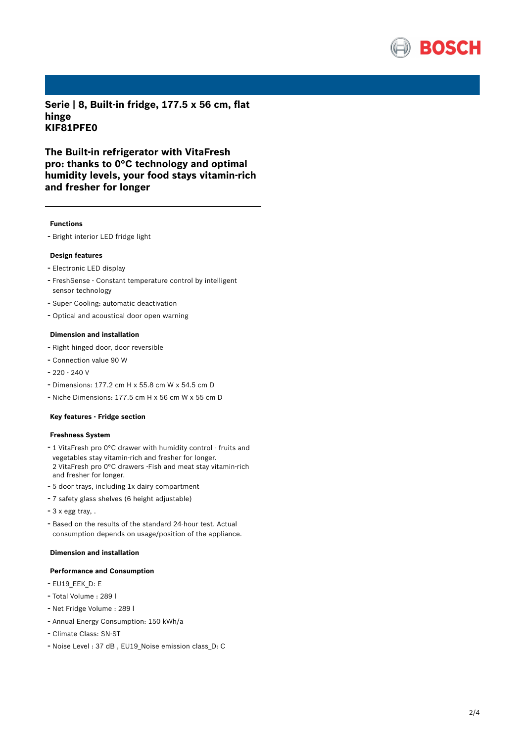# Serie | 8, Built-in fridge, 177.5 x 56 cm, flat hinge
# KIF81PFE0

## The Built-in refrigerator with VitaFresh pro: thanks to 0°C technology and optimal humidity levels, your food stays vitamin-rich and fresher for longer

---

### Functions

- Bright interior LED fridge light

### Design features

- Electronic LED display
- FreshSense - Constant temperature control by intelligent sensor technology
- Super Cooling: automatic deactivation
- Optical and acoustical door open warning

### Dimension and installation

- Right hinged door, door reversible
- Connection value 90 W
- 220 - 240 V
- Dimensions: 177.2 cm H x 55.8 cm W x 54.5 cm D
- Niche Dimensions: 177.5 cm H x 56 cm W x 55 cm D

### Key features - Fridge section

### Freshness System

- 1 VitaFresh pro 0°C drawer with humidity control - fruits and vegetables stay vitamin-rich and fresher for longer.
  2 VitaFresh pro 0°C drawers -Fish and meat stay vitamin-rich and fresher for longer.
- 5 door trays, including 1x dairy compartment
- 7 safety glass shelves (6 height adjustable)
- 3 x egg tray, .
- Based on the results of the standard 24-hour test. Actual consumption depends on usage/position of the appliance.

### Dimension and installation

### Performance and Consumption

- EU19_EEK_D: E
- Total Volume : 289 l
- Net Fridge Volume : 289 l
- Annual Energy Consumption: 150 kWh/a
- Climate Class: SN-ST
- Noise Level : 37 dB , EU19_Noise emission class_D: C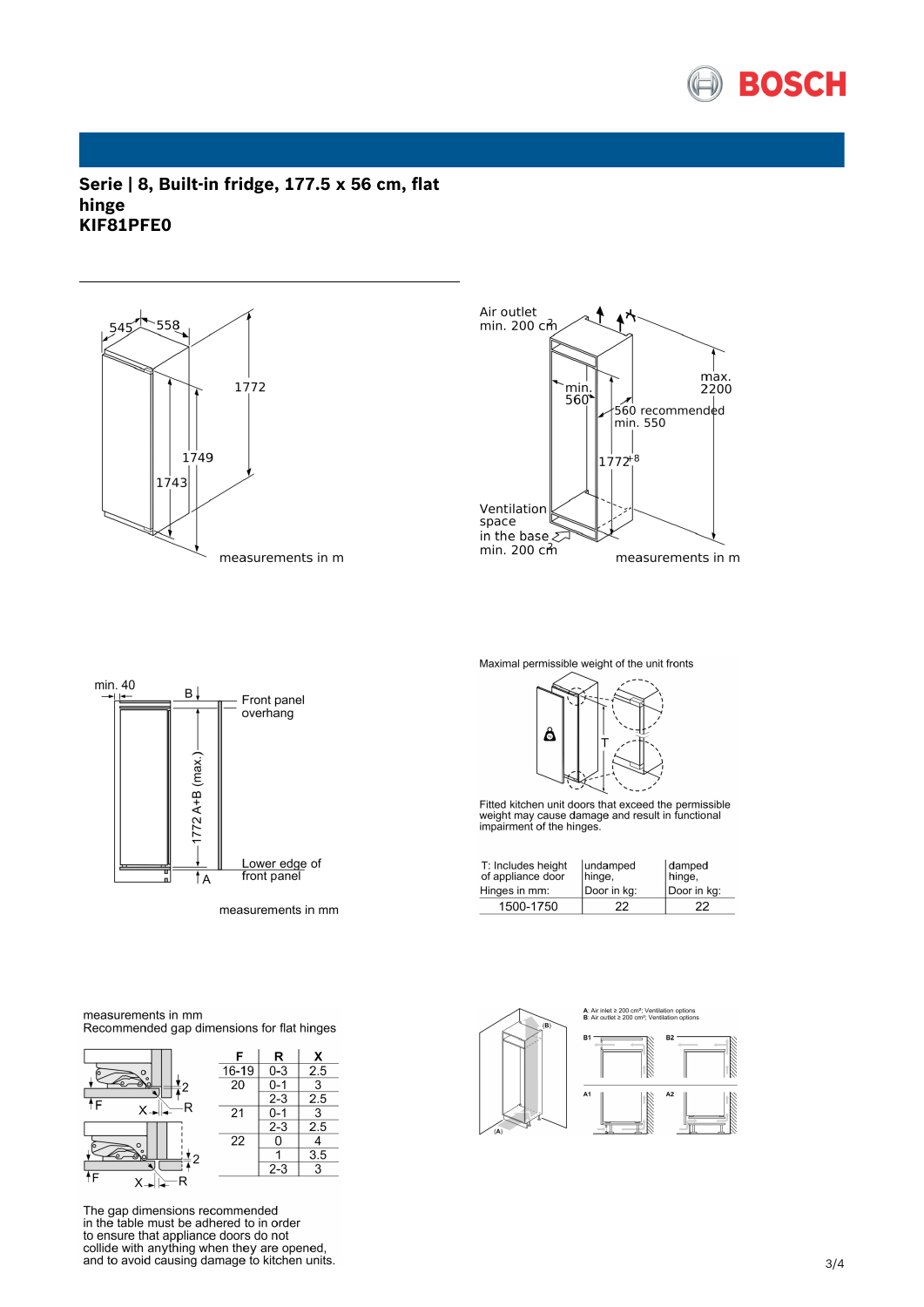# Serie | 8, Built-in fridge, 177.5 x 56 cm, flat hinge
# KIF81PFE0

545 558

1772

1749

1743

measurements in m

Air outlet min. 200 cm²

min. 560

max. 2200

560 recommended min. 550

$1772^{+8}$

Ventilation space in the base min. 200 cm²

measurements in m

min. 40

B

Front panel overhang

1772 A+B (max.)

Lower edge of front panel

A

measurements in mm

Maximal permissible weight of the unit fronts

T

Fitted kitchen unit doors that exceed the permissible weight may cause damage and result in functional impairment of the hinges.

| T: Includes height of appliance door Hinges in mm: | undamped hinge, Door in kg: | damped hinge, Door in kg: |
|---|---|---|
| 1500-1750 | 22 | 22 |

measurements in mm
Recommended gap dimensions for flat hinges

| F | R | X |
|---|---|---|
| 16-19 | 0-3 | 2.5 |
| 20 | 0-1 | 3 |
| | 2-3 | 2.5 |
| 21 | 0-1 | 3 |
| | 2-3 | 2.5 |
| 22 | 0 | 4 |
| | 1 | 3.5 |
| | 2-3 | 3 |

The gap dimensions recommended in the table must be adhered to in order to ensure that appliance doors do not collide with anything when they are opened, and to avoid causing damage to kitchen units.

A: Air inlet ≥ 200 cm²; Ventilation options
B: Air outlet ≥ 200 cm²; Ventilation options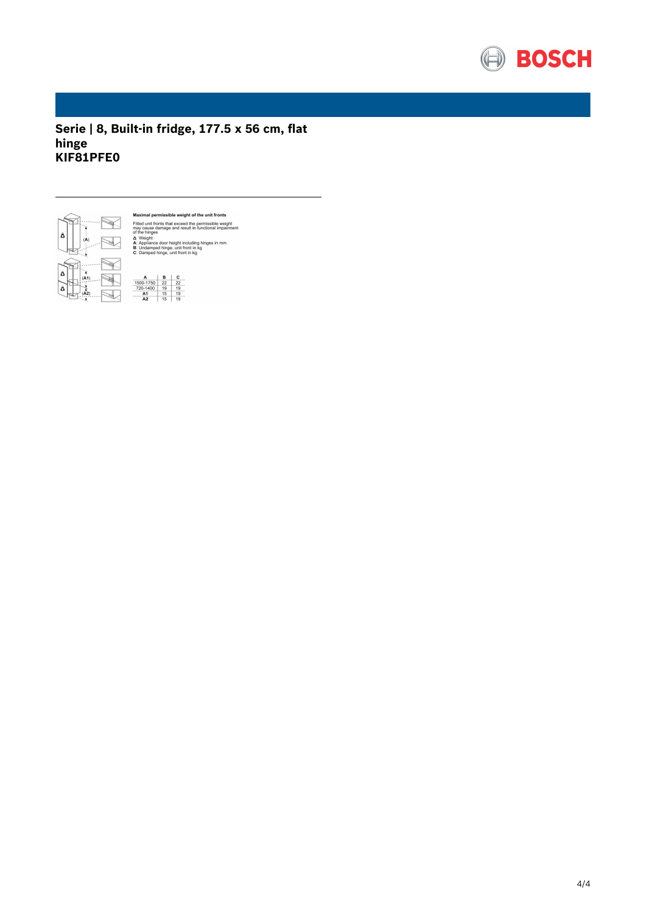**Serie | 8, Built-in fridge, 177.5 x 56 cm, flat hinge**
**KIF81PFE0**

**Maximal permissible weight of the unit fronts**

Fitted unit fronts that exceed the permissible weight may cause damage and result in functional impairment of the hinges

- Weight
- **A**: Appliance door height including hinges in mm
- **B**: Undamped hinge, unit front in kg
- **C**: Damped hinge, unit front in kg

| A | B | C |
|---|---|---|
| 1500-1750 | 22 | 22 |
| 720-1400 | 19 | 19 |
| **A1** | 15 | 19 |
| **A2** | 15 | 19 |